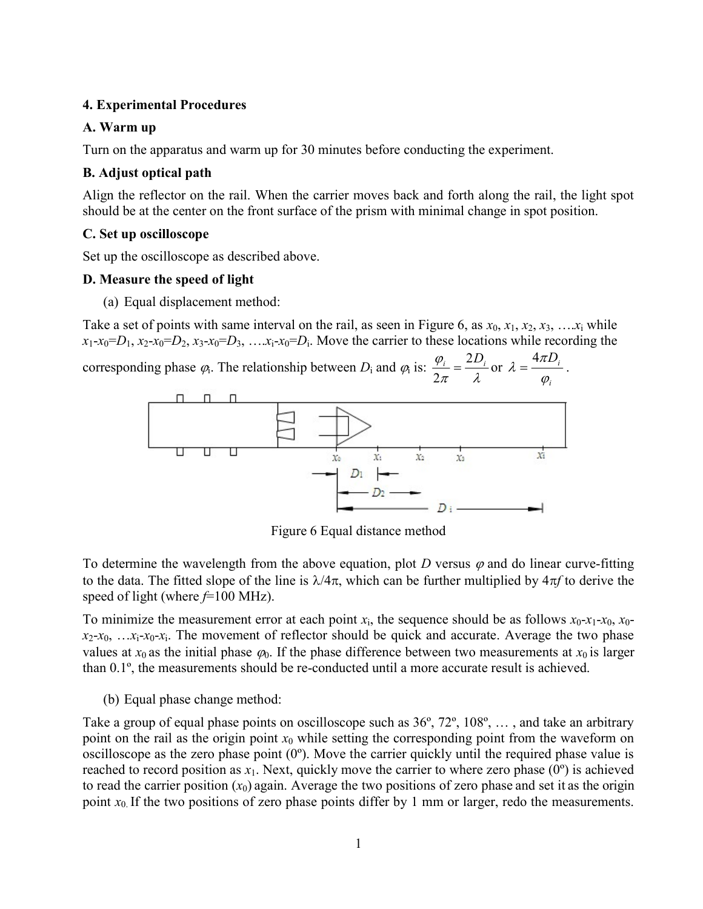**4. Experimental Procedures**

**A. Warm up**

Turn on the apparatus and warm up for 30 minutes before conducting the experiment.

**B. Adjust optical path**

Align the reflector on the rail. When the carrier moves back and forth along the rail, the light spot should be at the center on the front surface of the prism with minimal change in spot position.

**C. Set up oscilloscope**

Set up the oscilloscope as described above.

**D. Measure the speed of light**

(a) Equal displacement method:

Take a set of points with same interval on the rail, as seen in Figure 6, as $x_0$, $x_1$, $x_2$, $x_3$, …. $x_i$ while $x_1$-$x_0$=$D_1$, $x_2$-$x_0$=$D_2$, $x_3$-$x_0$=$D_3$, …. $x_i$-$x_0$=$D_i$. Move the carrier to these locations while recording the corresponding phase $\varphi_i$. The relationship between $D_i$ and $\varphi_i$ is: $\frac{\varphi_i}{2\pi} = \frac{2D_i}{\lambda}$ or $\lambda = \frac{4\pi D_i}{\varphi_i}$.

Figure 6 Equal distance method

To determine the wavelength from the above equation, plot $D$ versus $\varphi$ and do linear curve-fitting to the data. The fitted slope of the line is $\lambda/4\pi$, which can be further multiplied by $4\pi f$ to derive the speed of light (where $f$=100 MHz).

To minimize the measurement error at each point $x_i$, the sequence should be as follows $x_0$-$x_1$-$x_0$, $x_0$-$x_2$-$x_0$, … $x_i$-$x_0$-$x_i$. The movement of reflector should be quick and accurate. Average the two phase values at $x_0$ as the initial phase $\varphi_0$. If the phase difference between two measurements at $x_0$ is larger than 0.1º, the measurements should be re-conducted until a more accurate result is achieved.

(b) Equal phase change method:

Take a group of equal phase points on oscilloscope such as 36º, 72º, 108º, … , and take an arbitrary point on the rail as the origin point $x_0$ while setting the corresponding point from the waveform on oscilloscope as the zero phase point (0º). Move the carrier quickly until the required phase value is reached to record position as $x_1$. Next, quickly move the carrier to where zero phase (0º) is achieved to read the carrier position ($x_0$) again. Average the two positions of zero phase and set it as the origin point $x_0$. If the two positions of zero phase points differ by 1 mm or larger, redo the measurements.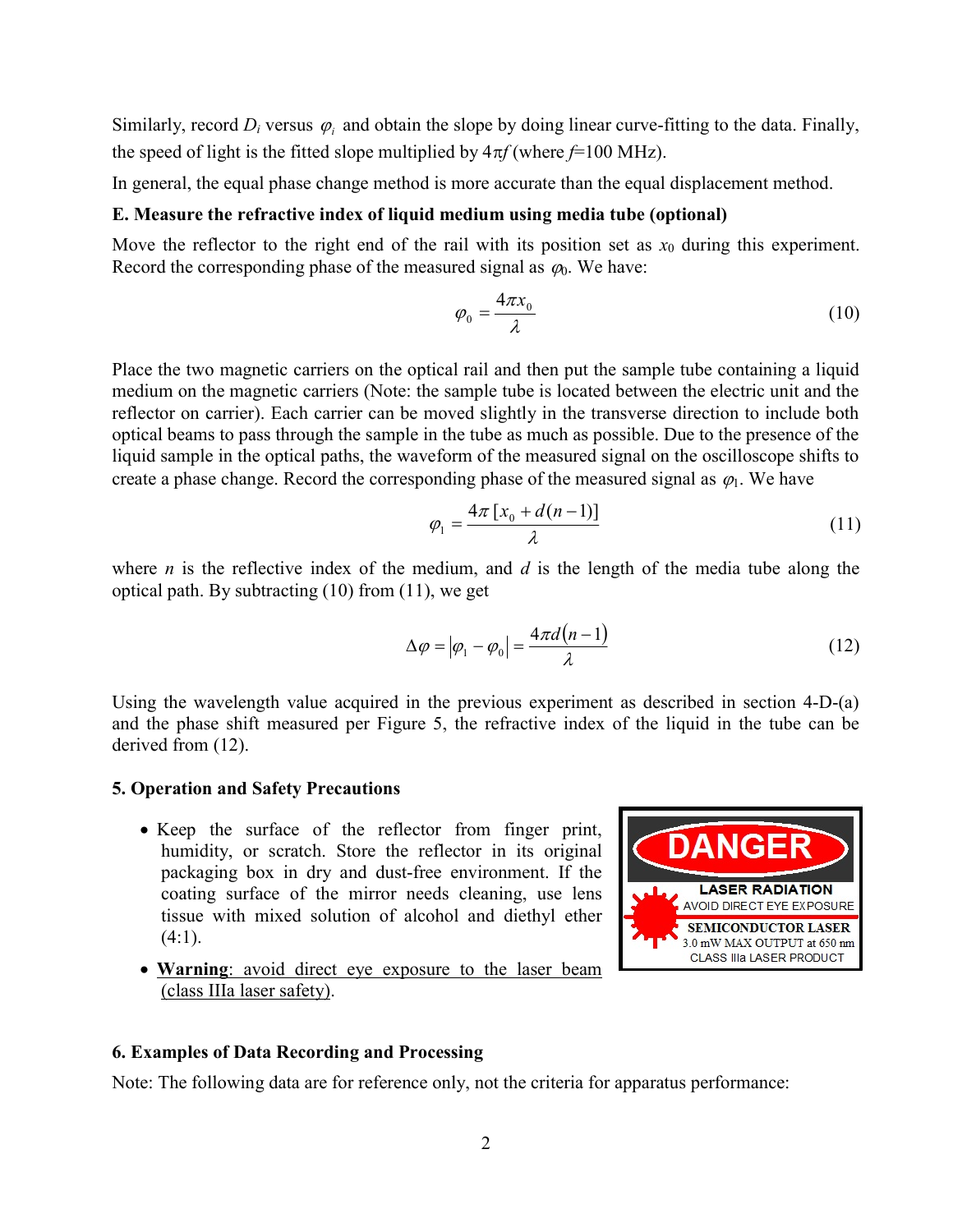Similarly, record $D_i$ versus $\varphi_i$ and obtain the slope by doing linear curve-fitting to the data. Finally, the speed of light is the fitted slope multiplied by $4\pi f$ (where $f$=100 MHz).

In general, the equal phase change method is more accurate than the equal displacement method.

**E. Measure the refractive index of liquid medium using media tube (optional)**

Move the reflector to the right end of the rail with its position set as $x_0$ during this experiment. Record the corresponding phase of the measured signal as $\varphi_0$. We have:

$$\varphi_0 = \frac{4\pi x_0}{\lambda} \tag{10}$$

Place the two magnetic carriers on the optical rail and then put the sample tube containing a liquid medium on the magnetic carriers (Note: the sample tube is located between the electric unit and the reflector on carrier). Each carrier can be moved slightly in the transverse direction to include both optical beams to pass through the sample in the tube as much as possible. Due to the presence of the liquid sample in the optical paths, the waveform of the measured signal on the oscilloscope shifts to create a phase change. Record the corresponding phase of the measured signal as $\varphi_1$. We have

$$\varphi_1 = \frac{4\pi\,[x_0 + d(n-1)]}{\lambda} \tag{11}$$

where $n$ is the reflective index of the medium, and $d$ is the length of the media tube along the optical path. By subtracting (10) from (11), we get

$$\Delta\varphi = |\varphi_1 - \varphi_0| = \frac{4\pi d(n-1)}{\lambda} \tag{12}$$

Using the wavelength value acquired in the previous experiment as described in section 4-D-(a) and the phase shift measured per Figure 5, the refractive index of the liquid in the tube can be derived from (12).

## 5. Operation and Safety Precautions

- Keep the surface of the reflector from finger print, humidity, or scratch. Store the reflector in its original packaging box in dry and dust-free environment. If the coating surface of the mirror needs cleaning, use lens tissue with mixed solution of alcohol and diethyl ether (4:1).
- **Warning**: avoid direct eye exposure to the laser beam (class IIIa laser safety).

DANGER
LASER RADIATION
AVOID DIRECT EYE EXPOSURE
SEMICONDUCTOR LASER
3.0 mW MAX OUTPUT at 650 nm
CLASS IIIa LASER PRODUCT

## 6. Examples of Data Recording and Processing

Note: The following data are for reference only, not the criteria for apparatus performance: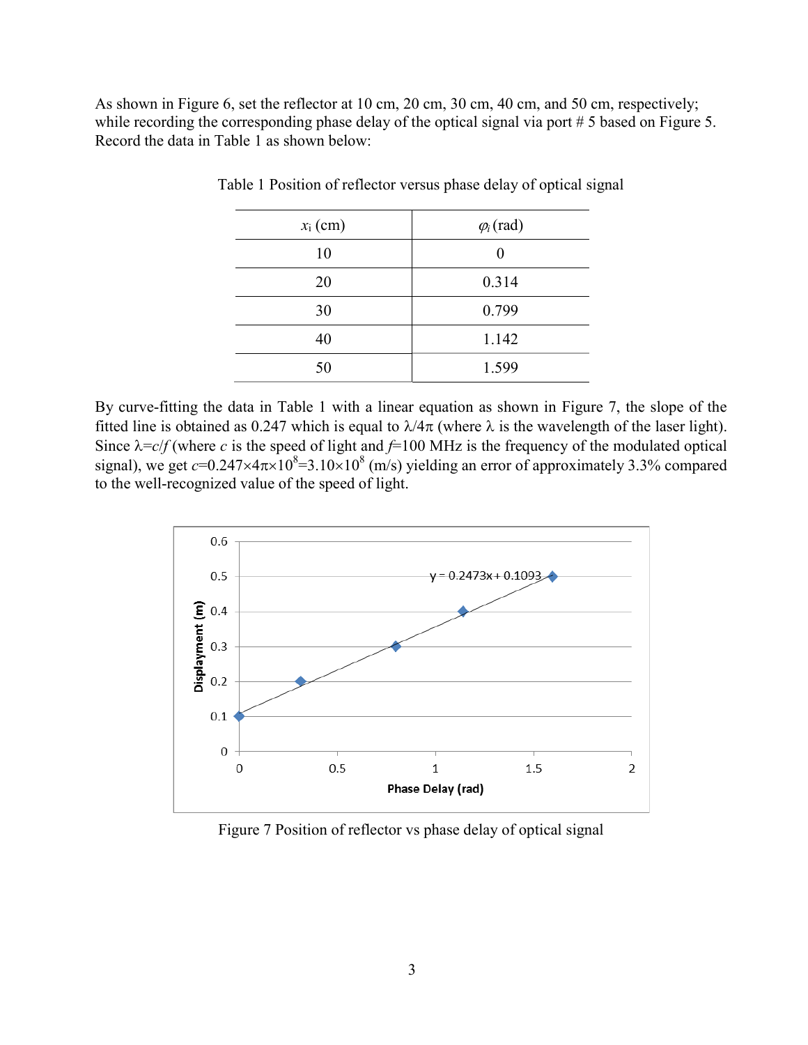As shown in Figure 6, set the reflector at 10 cm, 20 cm, 30 cm, 40 cm, and 50 cm, respectively; while recording the corresponding phase delay of the optical signal via port # 5 based on Figure 5. Record the data in Table 1 as shown below:

Table 1 Position of reflector versus phase delay of optical signal

| $x_i$ (cm) | $\varphi_i$ (rad) |
|---|---|
| 10 | 0 |
| 20 | 0.314 |
| 30 | 0.799 |
| 40 | 1.142 |
| 50 | 1.599 |

By curve-fitting the data in Table 1 with a linear equation as shown in Figure 7, the slope of the fitted line is obtained as 0.247 which is equal to $\lambda/4\pi$ (where $\lambda$ is the wavelength of the laser light). Since $\lambda=c/f$ (where $c$ is the speed of light and $f$=100 MHz is the frequency of the modulated optical signal), we get $c=0.247\times4\pi\times10^8=3.10\times10^8$ (m/s) yielding an error of approximately 3.3% compared to the well-recognized value of the speed of light.

y = 0.2473x + 0.1093

Displayment (m)

0, 0.1, 0.2, 0.3, 0.4, 0.5, 0.6

Phase Delay (rad)

0, 0.5, 1, 1.5, 2

Figure 7 Position of reflector vs phase delay of optical signal